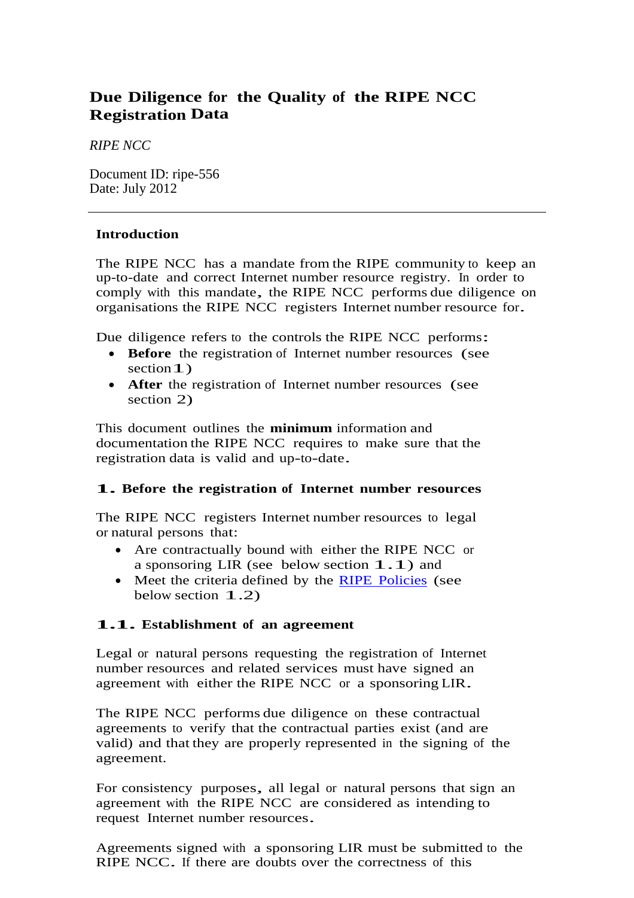# Due Diligence for the Quality of the RIPE NCC Registration Data

*RIPE NCC*

Document ID: ripe-556
Date: July 2012

---

## Introduction

The RIPE NCC has a mandate from the RIPE community to keep an up-to-date and correct Internet number resource registry. In order to comply with this mandate, the RIPE NCC performs due diligence on organisations the RIPE NCC registers Internet number resource for.

Due diligence refers to the controls the RIPE NCC performs:

- **Before** the registration of Internet number resources (see section 1)
- **After** the registration of Internet number resources (see section 2)

This document outlines the **minimum** information and documentation the RIPE NCC requires to make sure that the registration data is valid and up-to-date.

## 1. Before the registration of Internet number resources

The RIPE NCC registers Internet number resources to legal or natural persons that:

- Are contractually bound with either the RIPE NCC or a sponsoring LIR (see below section 1.1) and
- Meet the criteria defined by the RIPE Policies (see below section 1.2)

### 1.1. Establishment of an agreement

Legal or natural persons requesting the registration of Internet number resources and related services must have signed an agreement with either the RIPE NCC or a sponsoring LIR.

The RIPE NCC performs due diligence on these contractual agreements to verify that the contractual parties exist (and are valid) and that they are properly represented in the signing of the agreement.

For consistency purposes, all legal or natural persons that sign an agreement with the RIPE NCC are considered as intending to request Internet number resources.

Agreements signed with a sponsoring LIR must be submitted to the RIPE NCC. If there are doubts over the correctness of this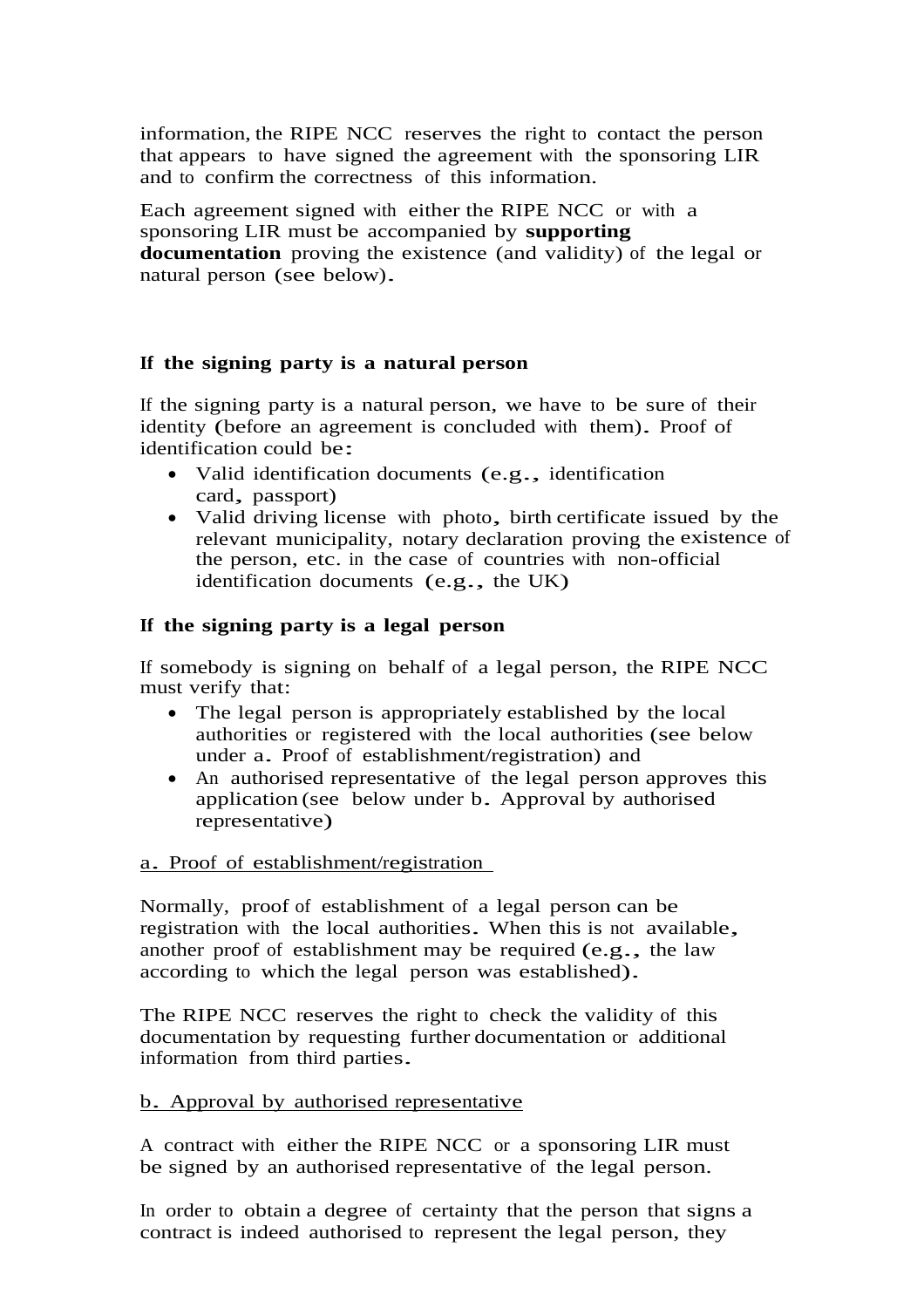information, the RIPE NCC reserves the right to contact the person that appears to have signed the agreement with the sponsoring LIR and to confirm the correctness of this information.

Each agreement signed with either the RIPE NCC or with a sponsoring LIR must be accompanied by **supporting documentation** proving the existence (and validity) of the legal or natural person (see below).

**If the signing party is a natural person**

If the signing party is a natural person, we have to be sure of their identity (before an agreement is concluded with them). Proof of identification could be:

- Valid identification documents (e.g., identification card, passport)
- Valid driving license with photo, birth certificate issued by the relevant municipality, notary declaration proving the existence of the person, etc. in the case of countries with non-official identification documents (e.g., the UK)

**If the signing party is a legal person**

If somebody is signing on behalf of a legal person, the RIPE NCC must verify that:

- The legal person is appropriately established by the local authorities or registered with the local authorities (see below under a. Proof of establishment/registration) and
- An authorised representative of the legal person approves this application (see below under b. Approval by authorised representative)

<u>a. Proof of establishment/registration</u>

Normally, proof of establishment of a legal person can be registration with the local authorities. When this is not available, another proof of establishment may be required (e.g., the law according to which the legal person was established).

The RIPE NCC reserves the right to check the validity of this documentation by requesting further documentation or additional information from third parties.

<u>b. Approval by authorised representative</u>

A contract with either the RIPE NCC or a sponsoring LIR must be signed by an authorised representative of the legal person.

In order to obtain a degree of certainty that the person that signs a contract is indeed authorised to represent the legal person, they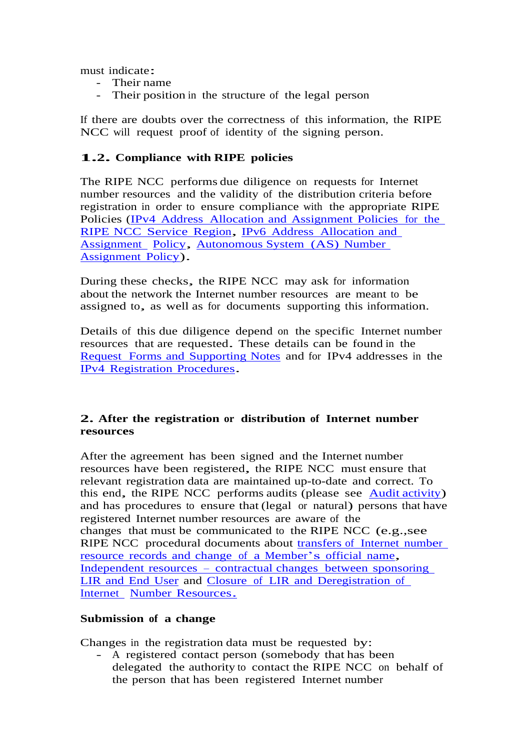must indicate:

- Their name
- Their position in the structure of the legal person

If there are doubts over the correctness of this information, the RIPE NCC will request proof of identity of the signing person.

### 1.2. Compliance with RIPE policies

The RIPE NCC performs due diligence on requests for Internet number resources and the validity of the distribution criteria before registration in order to ensure compliance with the appropriate RIPE Policies (IPv4 Address Allocation and Assignment Policies for the RIPE NCC Service Region, IPv6 Address Allocation and Assignment Policy, Autonomous System (AS) Number Assignment Policy).

During these checks, the RIPE NCC may ask for information about the network the Internet number resources are meant to be assigned to, as well as for documents supporting this information.

Details of this due diligence depend on the specific Internet number resources that are requested. These details can be found in the Request Forms and Supporting Notes and for IPv4 addresses in the IPv4 Registration Procedures.

## 2. After the registration or distribution of Internet number resources

After the agreement has been signed and the Internet number resources have been registered, the RIPE NCC must ensure that relevant registration data are maintained up-to-date and correct. To this end, the RIPE NCC performs audits (please see Audit activity) and has procedures to ensure that (legal or natural) persons that have registered Internet number resources are aware of the changes that must be communicated to the RIPE NCC (e.g.,see RIPE NCC procedural documents about transfers of Internet number resource records and change of a Member's official name, Independent resources – contractual changes between sponsoring LIR and End User and Closure of LIR and Deregistration of Internet Number Resources.

### Submission of a change

Changes in the registration data must be requested by:

- A registered contact person (somebody that has been delegated the authority to contact the RIPE NCC on behalf of the person that has been registered Internet number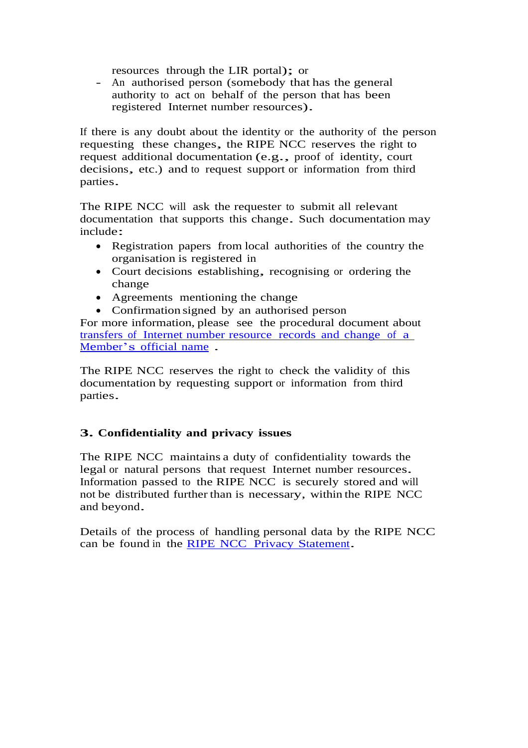resources through the LIR portal); or

- An authorised person (somebody that has the general authority to act on behalf of the person that has been registered Internet number resources).

If there is any doubt about the identity or the authority of the person requesting these changes, the RIPE NCC reserves the right to request additional documentation (e.g., proof of identity, court decisions, etc.) and to request support or information from third parties.

The RIPE NCC will ask the requester to submit all relevant documentation that supports this change. Such documentation may include:

- Registration papers from local authorities of the country the organisation is registered in
- Court decisions establishing, recognising or ordering the change
- Agreements mentioning the change
- Confirmation signed by an authorised person

For more information, please see the procedural document about [transfers of Internet number resource records and change of a Member's official name](#) .

The RIPE NCC reserves the right to check the validity of this documentation by requesting support or information from third parties.

## 3. Confidentiality and privacy issues

The RIPE NCC maintains a duty of confidentiality towards the legal or natural persons that request Internet number resources. Information passed to the RIPE NCC is securely stored and will not be distributed further than is necessary, within the RIPE NCC and beyond.

Details of the process of handling personal data by the RIPE NCC can be found in the [RIPE NCC Privacy Statement](#).